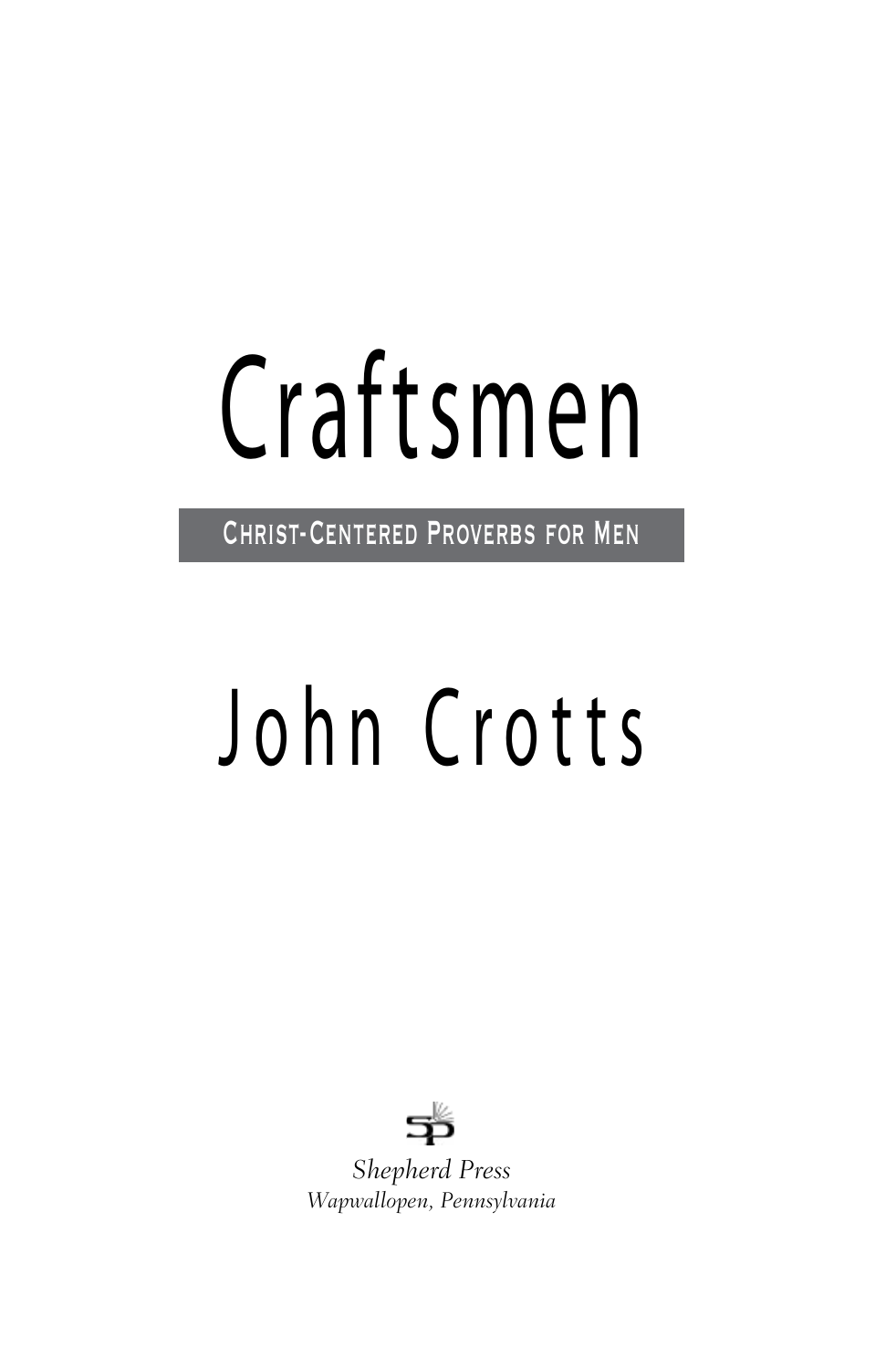# Craftsmen

**CHRIST-CENTERED PROVERBS FOR MEN**

## John Crotts

*Shepherd Press*
*Wapwallopen, Pennsylvania*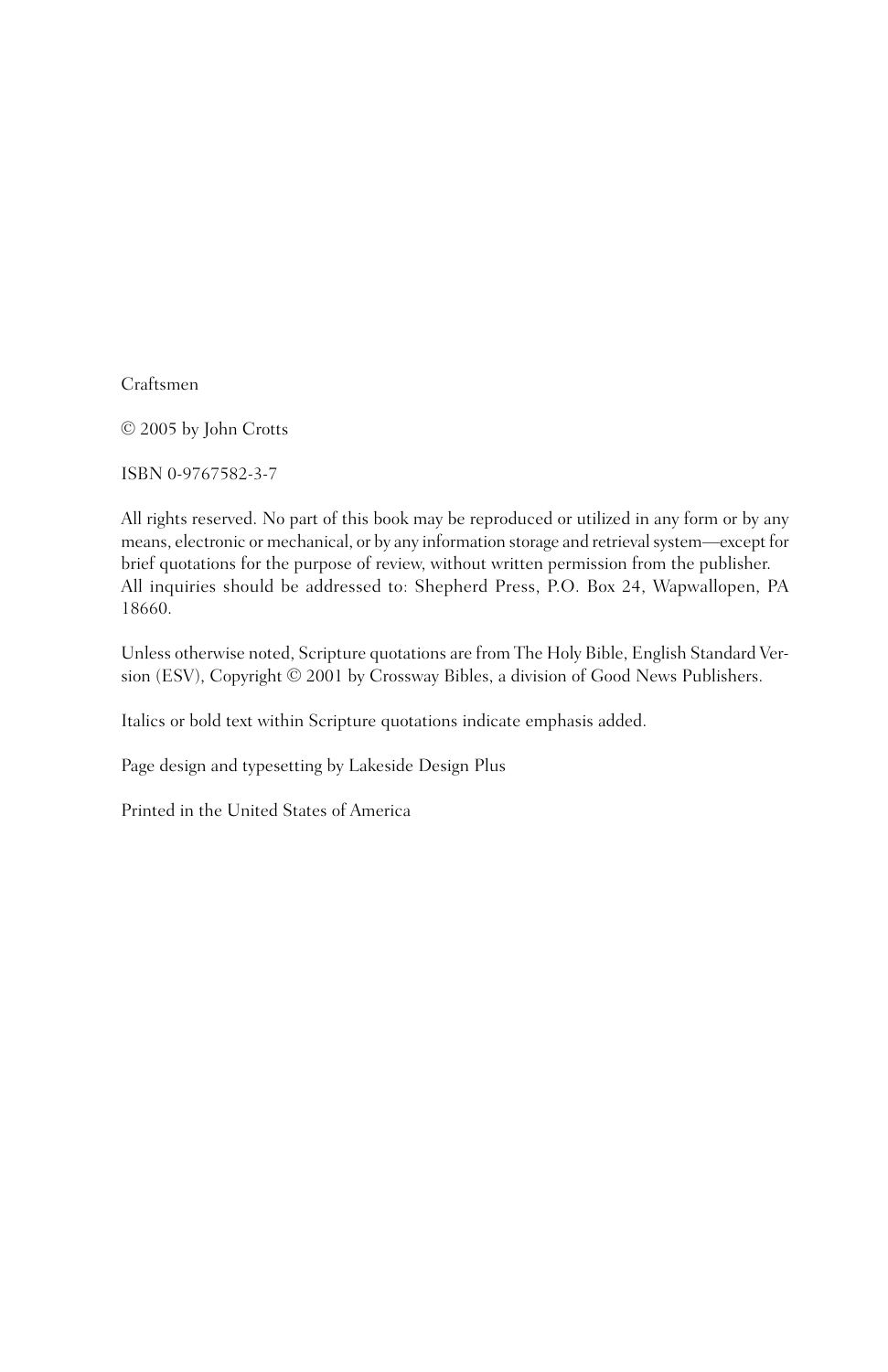Craftsmen

© 2005 by John Crotts

ISBN 0-9767582-3-7

All rights reserved. No part of this book may be reproduced or utilized in any form or by any means, electronic or mechanical, or by any information storage and retrieval system—except for brief quotations for the purpose of review, without written permission from the publisher. All inquiries should be addressed to: Shepherd Press, P.O. Box 24, Wapwallopen, PA 18660.

Unless otherwise noted, Scripture quotations are from The Holy Bible, English Standard Version (ESV), Copyright © 2001 by Crossway Bibles, a division of Good News Publishers.

Italics or bold text within Scripture quotations indicate emphasis added.

Page design and typesetting by Lakeside Design Plus

Printed in the United States of America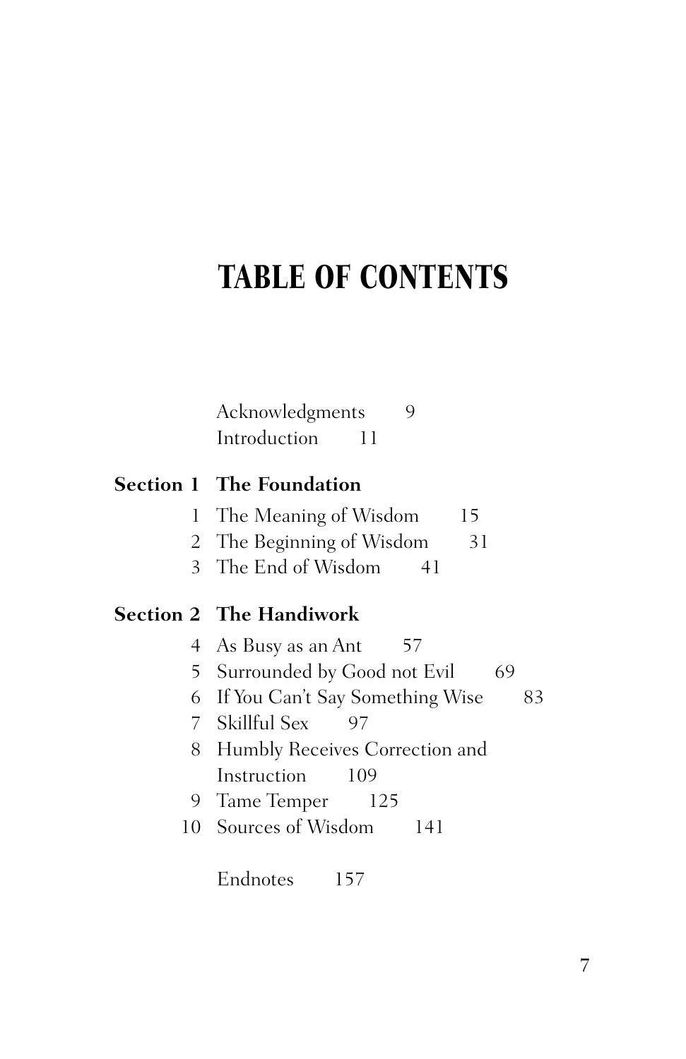# TABLE OF CONTENTS

Acknowledgments 9

Introduction 11

**Section 1 The Foundation**

1 The Meaning of Wisdom 15

2 The Beginning of Wisdom 31

3 The End of Wisdom 41

**Section 2 The Handiwork**

4 As Busy as an Ant 57

5 Surrounded by Good not Evil 69

6 If You Can't Say Something Wise 83

7 Skillful Sex 97

8 Humbly Receives Correction and Instruction 109

9 Tame Temper 125

10 Sources of Wisdom 141

Endnotes 157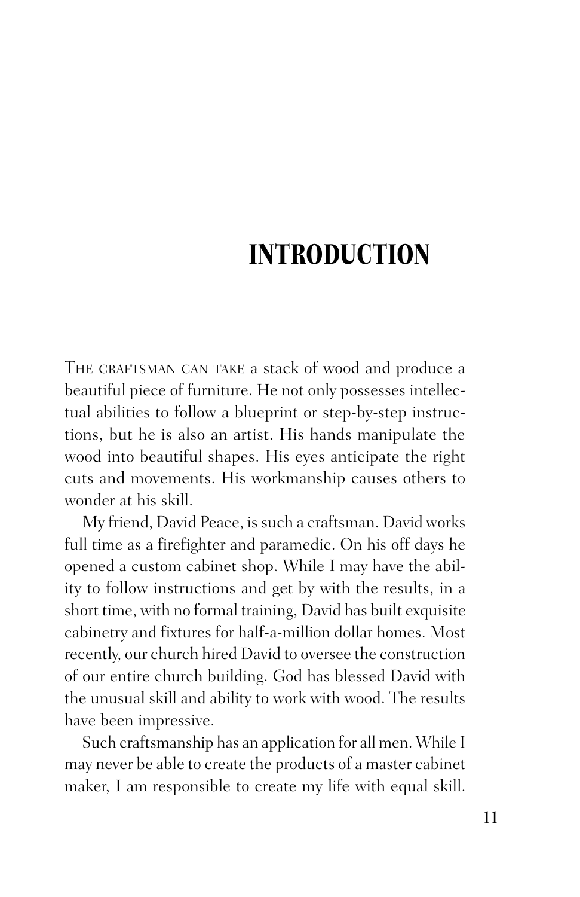# INTRODUCTION

THE CRAFTSMAN CAN TAKE a stack of wood and produce a beautiful piece of furniture. He not only possesses intellectual abilities to follow a blueprint or step-by-step instructions, but he is also an artist. His hands manipulate the wood into beautiful shapes. His eyes anticipate the right cuts and movements. His workmanship causes others to wonder at his skill.

My friend, David Peace, is such a craftsman. David works full time as a firefighter and paramedic. On his off days he opened a custom cabinet shop. While I may have the ability to follow instructions and get by with the results, in a short time, with no formal training, David has built exquisite cabinetry and fixtures for half-a-million dollar homes. Most recently, our church hired David to oversee the construction of our entire church building. God has blessed David with the unusual skill and ability to work with wood. The results have been impressive.

Such craftsmanship has an application for all men. While I may never be able to create the products of a master cabinet maker, I am responsible to create my life with equal skill.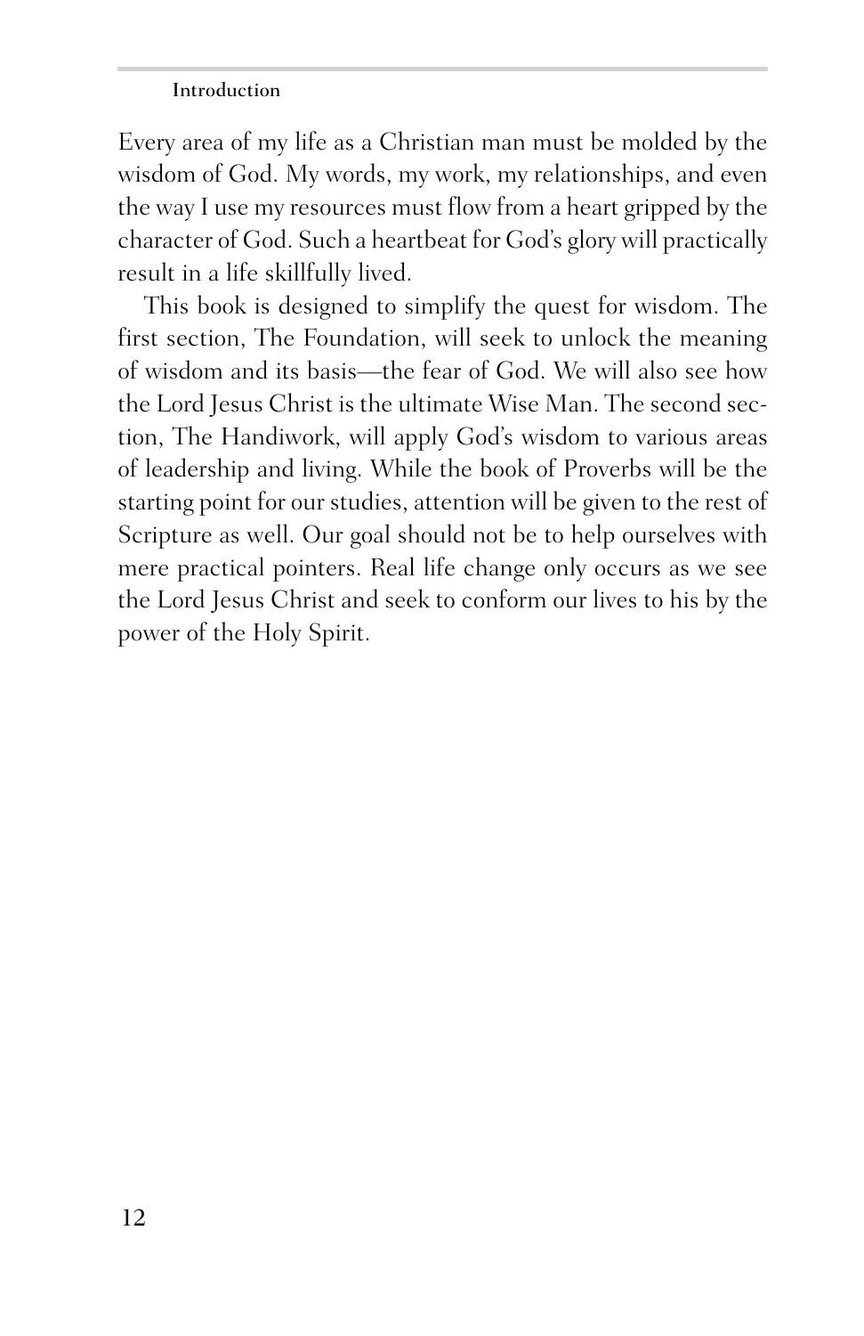Every area of my life as a Christian man must be molded by the wisdom of God. My words, my work, my relationships, and even the way I use my resources must flow from a heart gripped by the character of God. Such a heartbeat for God's glory will practically result in a life skillfully lived.

This book is designed to simplify the quest for wisdom. The first section, The Foundation, will seek to unlock the meaning of wisdom and its basis—the fear of God. We will also see how the Lord Jesus Christ is the ultimate Wise Man. The second section, The Handiwork, will apply God's wisdom to various areas of leadership and living. While the book of Proverbs will be the starting point for our studies, attention will be given to the rest of Scripture as well. Our goal should not be to help ourselves with mere practical pointers. Real life change only occurs as we see the Lord Jesus Christ and seek to conform our lives to his by the power of the Holy Spirit.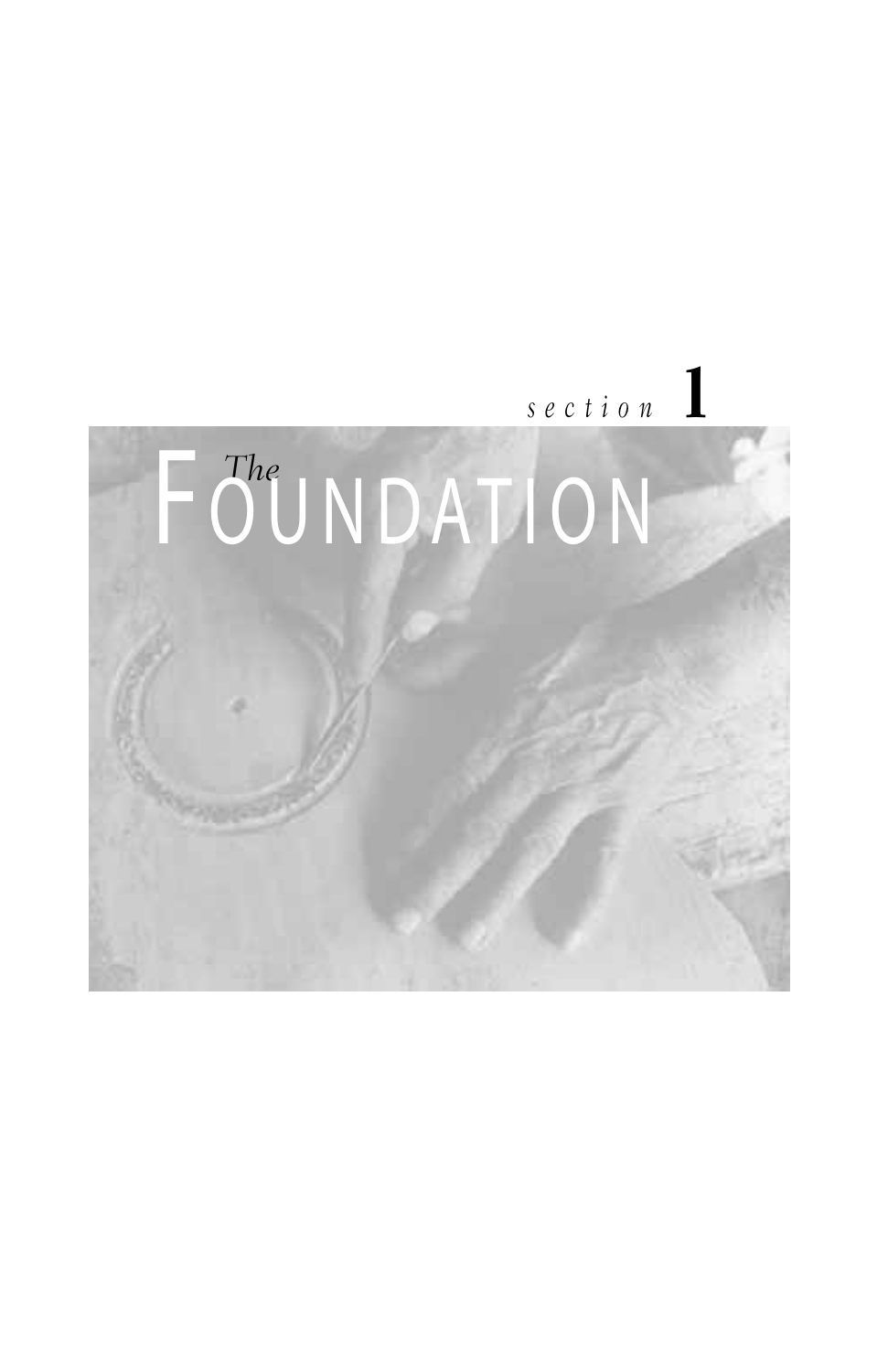*section* **1**

# *The* FOUNDATION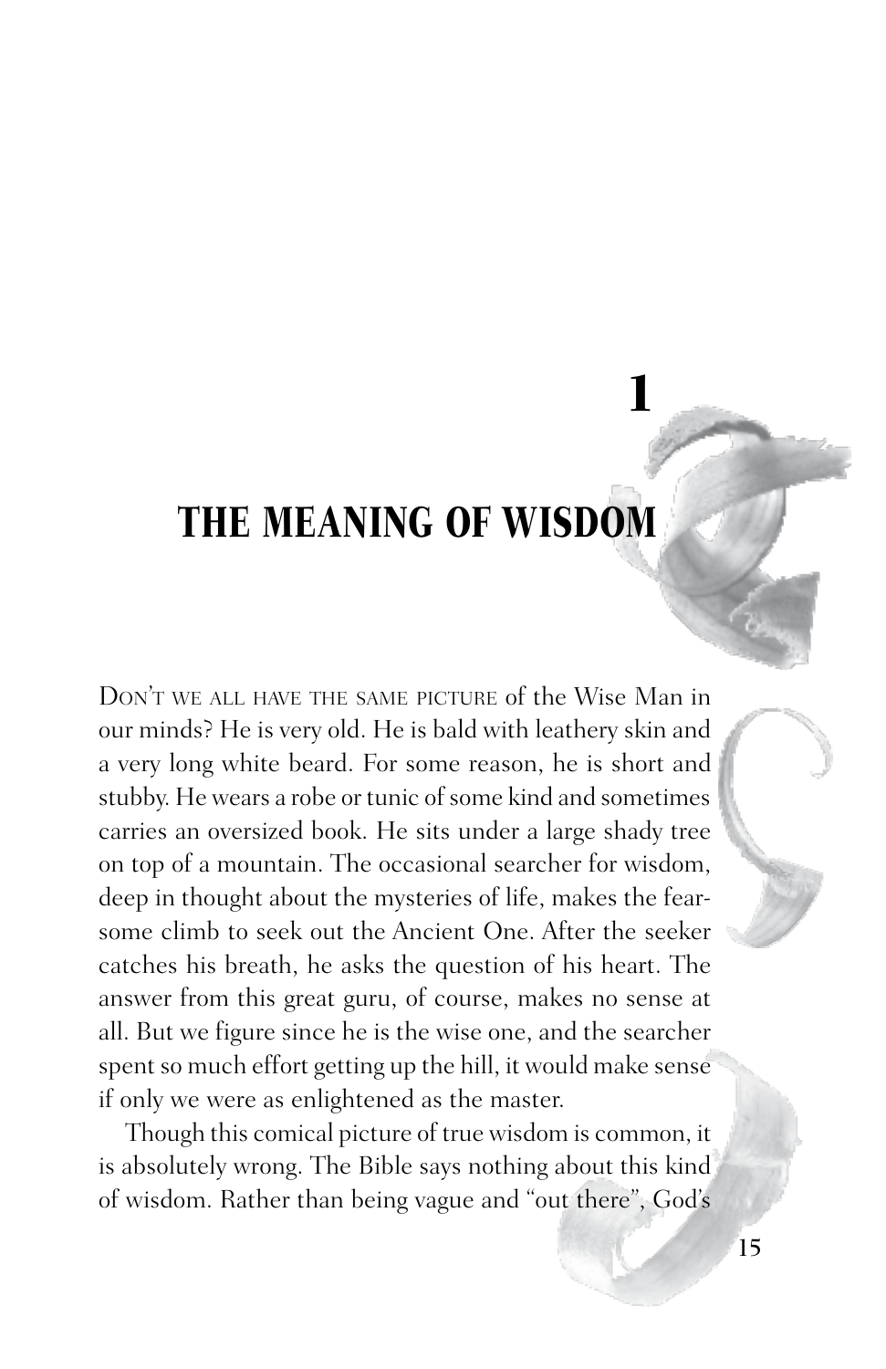# 1

# THE MEANING OF WISDOM

DON'T WE ALL HAVE THE SAME PICTURE of the Wise Man in our minds? He is very old. He is bald with leathery skin and a very long white beard. For some reason, he is short and stubby. He wears a robe or tunic of some kind and sometimes carries an oversized book. He sits under a large shady tree on top of a mountain. The occasional searcher for wisdom, deep in thought about the mysteries of life, makes the fear-some climb to seek out the Ancient One. After the seeker catches his breath, he asks the question of his heart. The answer from this great guru, of course, makes no sense at all. But we figure since he is the wise one, and the searcher spent so much effort getting up the hill, it would make sense if only we were as enlightened as the master.

Though this comical picture of true wisdom is common, it is absolutely wrong. The Bible says nothing about this kind of wisdom. Rather than being vague and "out there", God's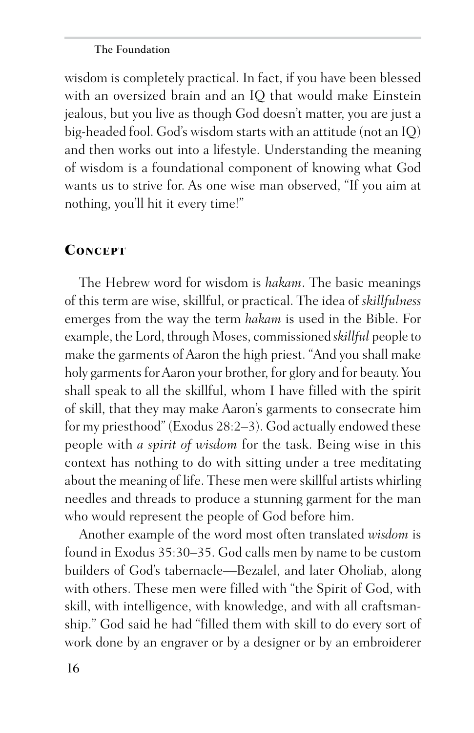wisdom is completely practical. In fact, if you have been blessed with an oversized brain and an IQ that would make Einstein jealous, but you live as though God doesn't matter, you are just a big-headed fool. God's wisdom starts with an attitude (not an IQ) and then works out into a lifestyle. Understanding the meaning of wisdom is a foundational component of knowing what God wants us to strive for. As one wise man observed, "If you aim at nothing, you'll hit it every time!"

## Concept

The Hebrew word for wisdom is *hakam*. The basic meanings of this term are wise, skillful, or practical. The idea of *skillfulness* emerges from the way the term *hakam* is used in the Bible. For example, the Lord, through Moses, commissioned *skillful* people to make the garments of Aaron the high priest. "And you shall make holy garments for Aaron your brother, for glory and for beauty. You shall speak to all the skillful, whom I have filled with the spirit of skill, that they may make Aaron's garments to consecrate him for my priesthood" (Exodus 28:2–3). God actually endowed these people with *a spirit of wisdom* for the task. Being wise in this context has nothing to do with sitting under a tree meditating about the meaning of life. These men were skillful artists whirling needles and threads to produce a stunning garment for the man who would represent the people of God before him.

Another example of the word most often translated *wisdom* is found in Exodus 35:30–35. God calls men by name to be custom builders of God's tabernacle—Bezalel, and later Oholiab, along with others. These men were filled with "the Spirit of God, with skill, with intelligence, with knowledge, and with all craftsmanship." God said he had "filled them with skill to do every sort of work done by an engraver or by a designer or by an embroiderer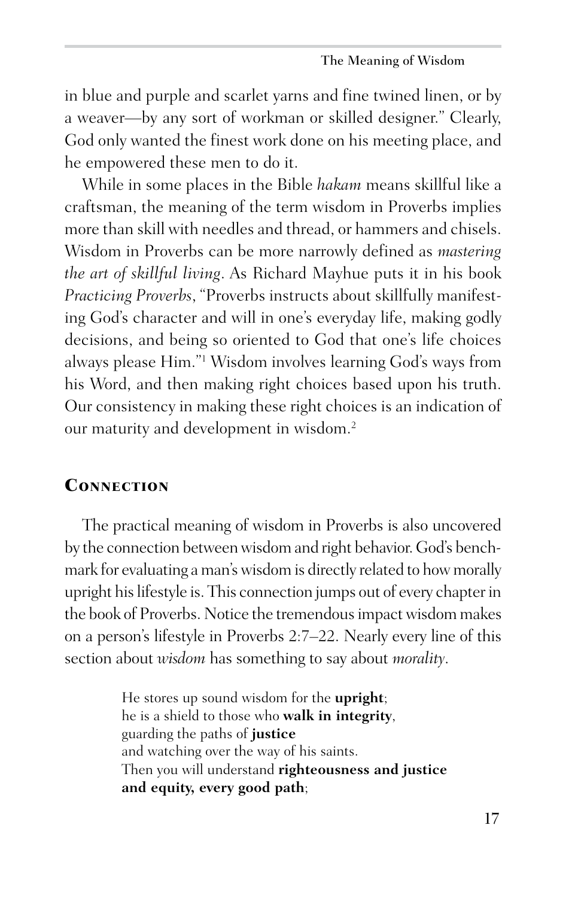in blue and purple and scarlet yarns and fine twined linen, or by a weaver—by any sort of workman or skilled designer." Clearly, God only wanted the finest work done on his meeting place, and he empowered these men to do it.

While in some places in the Bible *hakam* means skillful like a craftsman, the meaning of the term wisdom in Proverbs implies more than skill with needles and thread, or hammers and chisels. Wisdom in Proverbs can be more narrowly defined as *mastering the art of skillful living*. As Richard Mayhue puts it in his book *Practicing Proverbs*, "Proverbs instructs about skillfully manifesting God's character and will in one's everyday life, making godly decisions, and being so oriented to God that one's life choices always please Him."[1] Wisdom involves learning God's ways from his Word, and then making right choices based upon his truth. Our consistency in making these right choices is an indication of our maturity and development in wisdom.[2]

## Connection

The practical meaning of wisdom in Proverbs is also uncovered by the connection between wisdom and right behavior. God's benchmark for evaluating a man's wisdom is directly related to how morally upright his lifestyle is. This connection jumps out of every chapter in the book of Proverbs. Notice the tremendous impact wisdom makes on a person's lifestyle in Proverbs 2:7–22. Nearly every line of this section about *wisdom* has something to say about *morality*.

> He stores up sound wisdom for the **upright**;
> he is a shield to those who **walk in integrity**,
> guarding the paths of **justice**
> and watching over the way of his saints.
> Then you will understand **righteousness and justice**
> **and equity, every good path**;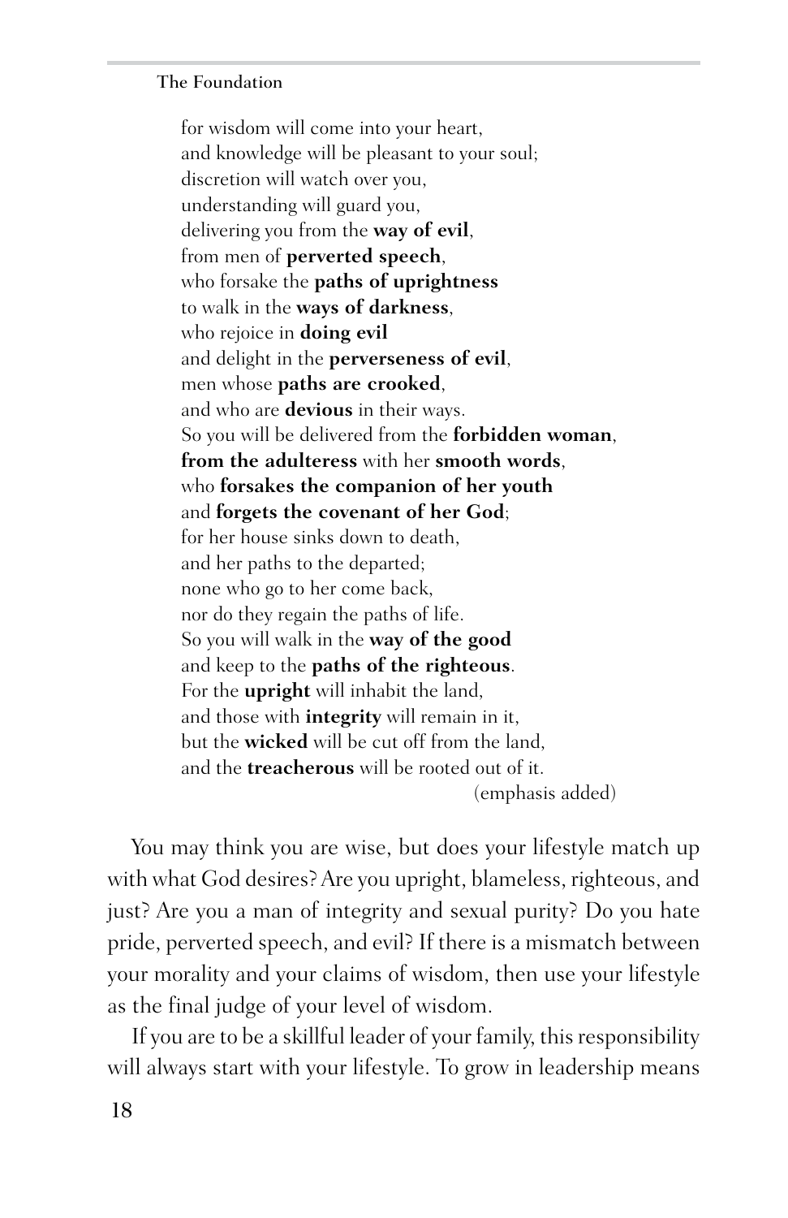for wisdom will come into your heart,  
and knowledge will be pleasant to your soul;  
discretion will watch over you,  
understanding will guard you,  
delivering you from the **way of evil**,  
from men of **perverted speech**,  
who forsake the **paths of uprightness**  
to walk in the **ways of darkness**,  
who rejoice in **doing evil**  
and delight in the **perverseness of evil**,  
men whose **paths are crooked**,  
and who are **devious** in their ways.  
So you will be delivered from the **forbidden woman**,  
**from the adulteress** with her **smooth words**,  
who **forsakes the companion of her youth**  
and **forgets the covenant of her God**;  
for her house sinks down to death,  
and her paths to the departed;  
none who go to her come back,  
nor do they regain the paths of life.  
So you will walk in the **way of the good**  
and keep to the **paths of the righteous**.  
For the **upright** will inhabit the land,  
and those with **integrity** will remain in it,  
but the **wicked** will be cut off from the land,  
and the **treacherous** will be rooted out of it.  
(emphasis added)

You may think you are wise, but does your lifestyle match up with what God desires? Are you upright, blameless, righteous, and just? Are you a man of integrity and sexual purity? Do you hate pride, perverted speech, and evil? If there is a mismatch between your morality and your claims of wisdom, then use your lifestyle as the final judge of your level of wisdom.

If you are to be a skillful leader of your family, this responsibility will always start with your lifestyle. To grow in leadership means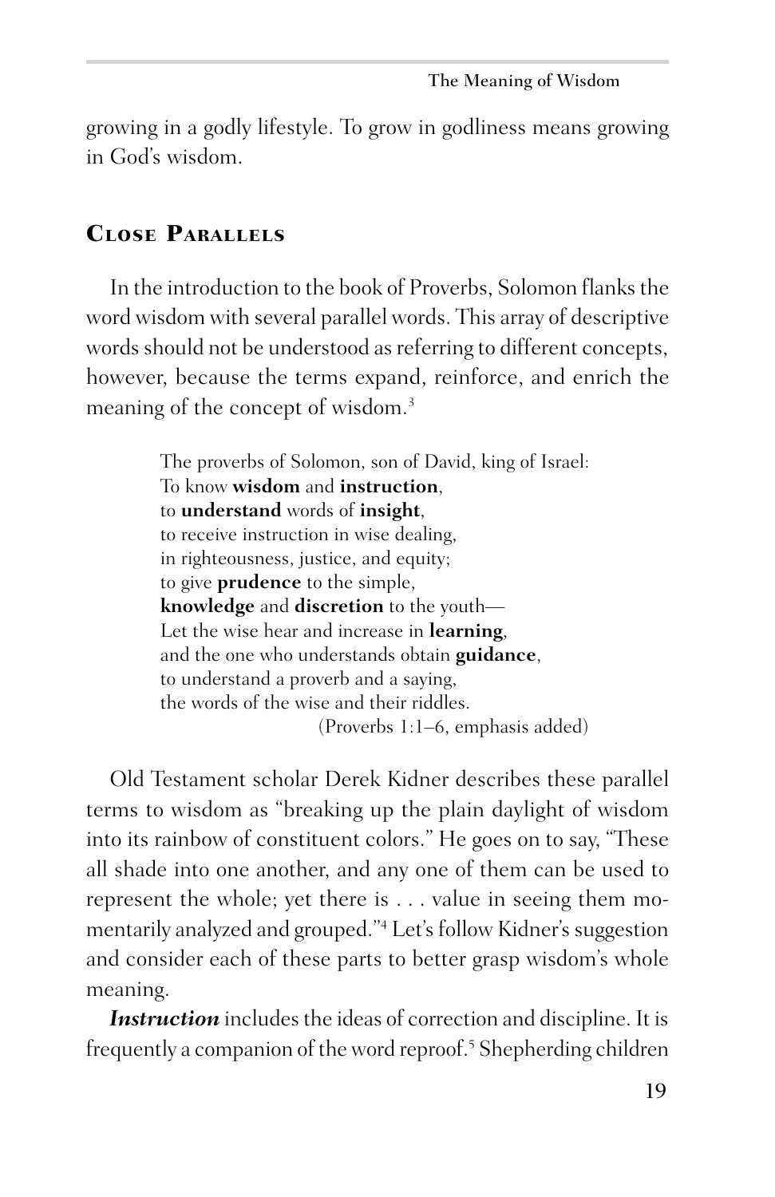growing in a godly lifestyle. To grow in godliness means growing in God's wisdom.

## Close Parallels

In the introduction to the book of Proverbs, Solomon flanks the word wisdom with several parallel words. This array of descriptive words should not be understood as referring to different concepts, however, because the terms expand, reinforce, and enrich the meaning of the concept of wisdom.[3]

> The proverbs of Solomon, son of David, king of Israel:
> To know **wisdom** and **instruction**,
> to **understand** words of **insight**,
> to receive instruction in wise dealing,
> in righteousness, justice, and equity;
> to give **prudence** to the simple,
> **knowledge** and **discretion** to the youth—
> Let the wise hear and increase in **learning**,
> and the one who understands obtain **guidance**,
> to understand a proverb and a saying,
> the words of the wise and their riddles.
> (Proverbs 1:1–6, emphasis added)

Old Testament scholar Derek Kidner describes these parallel terms to wisdom as "breaking up the plain daylight of wisdom into its rainbow of constituent colors." He goes on to say, "These all shade into one another, and any one of them can be used to represent the whole; yet there is . . . value in seeing them momentarily analyzed and grouped."[4] Let's follow Kidner's suggestion and consider each of these parts to better grasp wisdom's whole meaning.

***Instruction*** includes the ideas of correction and discipline. It is frequently a companion of the word reproof.[5] Shepherding children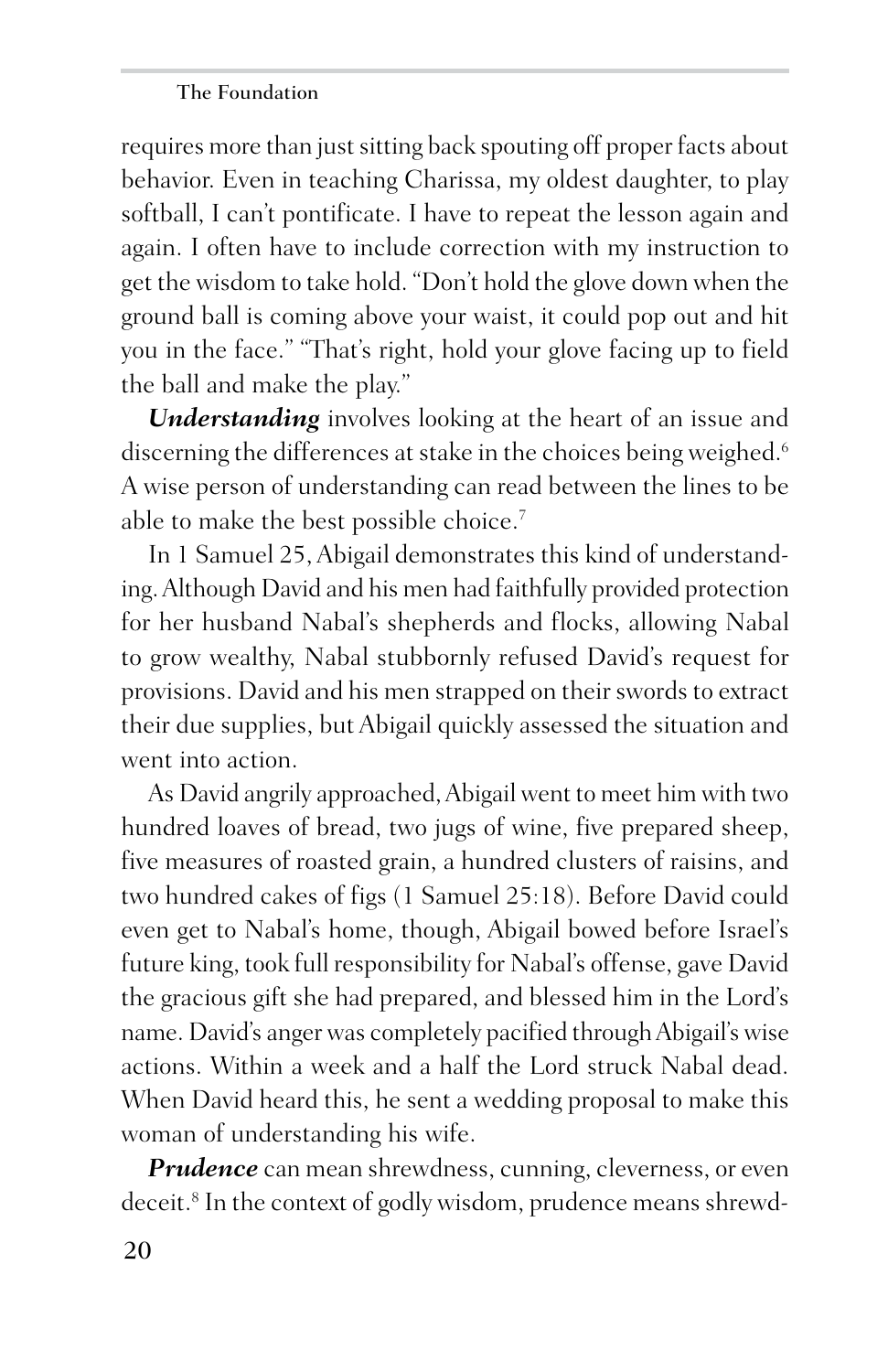requires more than just sitting back spouting off proper facts about behavior. Even in teaching Charissa, my oldest daughter, to play softball, I can't pontificate. I have to repeat the lesson again and again. I often have to include correction with my instruction to get the wisdom to take hold. "Don't hold the glove down when the ground ball is coming above your waist, it could pop out and hit you in the face." "That's right, hold your glove facing up to field the ball and make the play."

***Understanding*** involves looking at the heart of an issue and discerning the differences at stake in the choices being weighed.[6] A wise person of understanding can read between the lines to be able to make the best possible choice.[7]

In 1 Samuel 25, Abigail demonstrates this kind of understanding. Although David and his men had faithfully provided protection for her husband Nabal's shepherds and flocks, allowing Nabal to grow wealthy, Nabal stubbornly refused David's request for provisions. David and his men strapped on their swords to extract their due supplies, but Abigail quickly assessed the situation and went into action.

As David angrily approached, Abigail went to meet him with two hundred loaves of bread, two jugs of wine, five prepared sheep, five measures of roasted grain, a hundred clusters of raisins, and two hundred cakes of figs (1 Samuel 25:18). Before David could even get to Nabal's home, though, Abigail bowed before Israel's future king, took full responsibility for Nabal's offense, gave David the gracious gift she had prepared, and blessed him in the Lord's name. David's anger was completely pacified through Abigail's wise actions. Within a week and a half the Lord struck Nabal dead. When David heard this, he sent a wedding proposal to make this woman of understanding his wife.

***Prudence*** can mean shrewdness, cunning, cleverness, or even deceit.[8] In the context of godly wisdom, prudence means shrewd-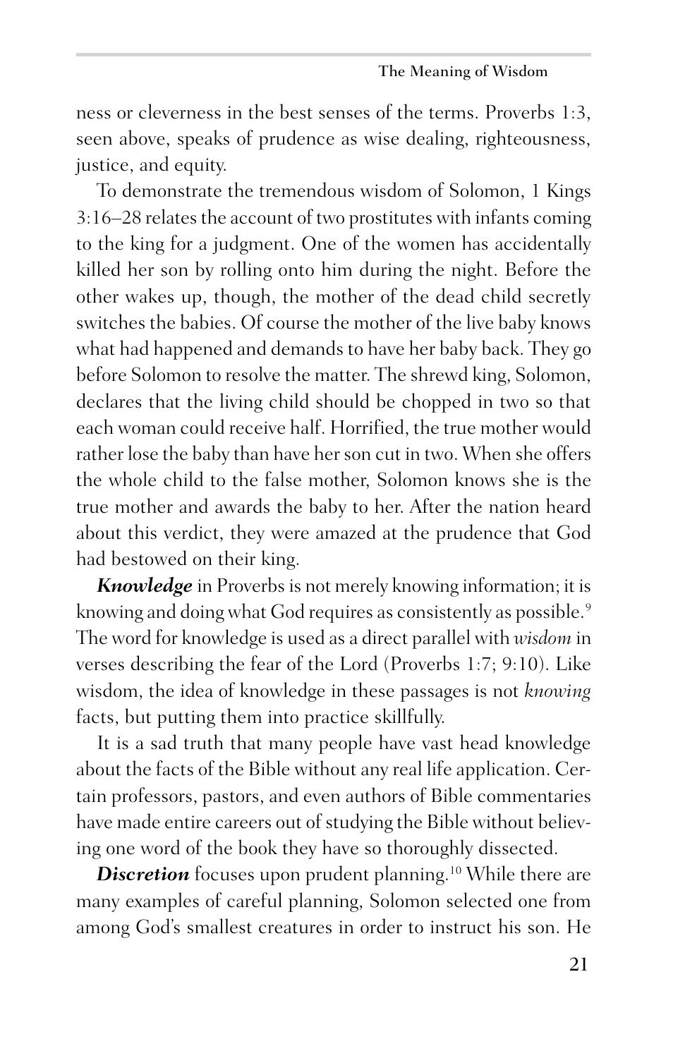ness or cleverness in the best senses of the terms. Proverbs 1:3, seen above, speaks of prudence as wise dealing, righteousness, justice, and equity.

To demonstrate the tremendous wisdom of Solomon, 1 Kings 3:16–28 relates the account of two prostitutes with infants coming to the king for a judgment. One of the women has accidentally killed her son by rolling onto him during the night. Before the other wakes up, though, the mother of the dead child secretly switches the babies. Of course the mother of the live baby knows what had happened and demands to have her baby back. They go before Solomon to resolve the matter. The shrewd king, Solomon, declares that the living child should be chopped in two so that each woman could receive half. Horrified, the true mother would rather lose the baby than have her son cut in two. When she offers the whole child to the false mother, Solomon knows she is the true mother and awards the baby to her. After the nation heard about this verdict, they were amazed at the prudence that God had bestowed on their king.

***Knowledge*** in Proverbs is not merely knowing information; it is knowing and doing what God requires as consistently as possible.[9] The word for knowledge is used as a direct parallel with *wisdom* in verses describing the fear of the Lord (Proverbs 1:7; 9:10). Like wisdom, the idea of knowledge in these passages is not *knowing* facts, but putting them into practice skillfully.

It is a sad truth that many people have vast head knowledge about the facts of the Bible without any real life application. Certain professors, pastors, and even authors of Bible commentaries have made entire careers out of studying the Bible without believing one word of the book they have so thoroughly dissected.

***Discretion*** focuses upon prudent planning.[10] While there are many examples of careful planning, Solomon selected one from among God's smallest creatures in order to instruct his son. He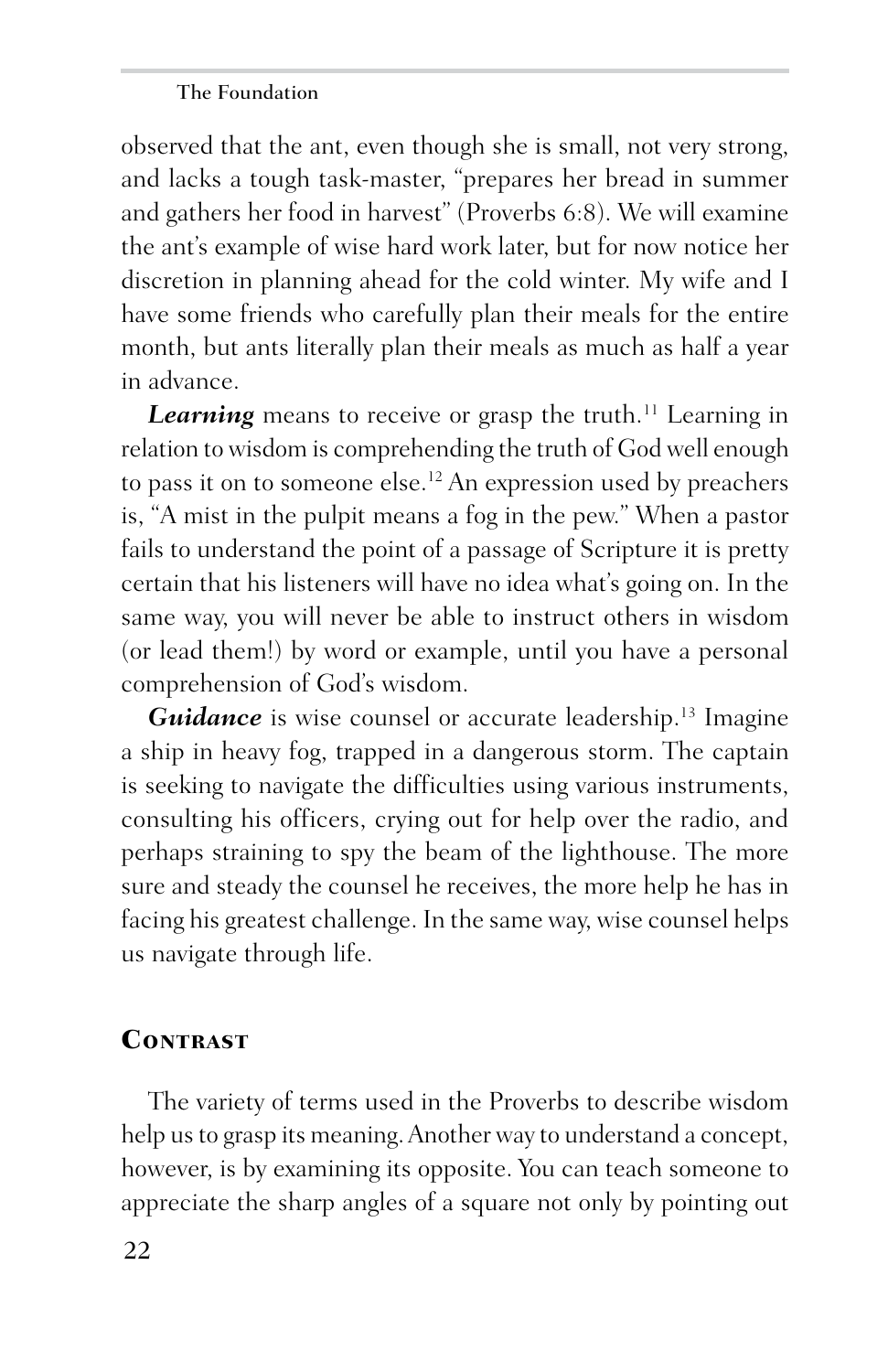observed that the ant, even though she is small, not very strong, and lacks a tough task-master, "prepares her bread in summer and gathers her food in harvest" (Proverbs 6:8). We will examine the ant's example of wise hard work later, but for now notice her discretion in planning ahead for the cold winter. My wife and I have some friends who carefully plan their meals for the entire month, but ants literally plan their meals as much as half a year in advance.

***Learning*** means to receive or grasp the truth.[11] Learning in relation to wisdom is comprehending the truth of God well enough to pass it on to someone else.[12] An expression used by preachers is, "A mist in the pulpit means a fog in the pew." When a pastor fails to understand the point of a passage of Scripture it is pretty certain that his listeners will have no idea what's going on. In the same way, you will never be able to instruct others in wisdom (or lead them!) by word or example, until you have a personal comprehension of God's wisdom.

***Guidance*** is wise counsel or accurate leadership.[13] Imagine a ship in heavy fog, trapped in a dangerous storm. The captain is seeking to navigate the difficulties using various instruments, consulting his officers, crying out for help over the radio, and perhaps straining to spy the beam of the lighthouse. The more sure and steady the counsel he receives, the more help he has in facing his greatest challenge. In the same way, wise counsel helps us navigate through life.

## Contrast

The variety of terms used in the Proverbs to describe wisdom help us to grasp its meaning. Another way to understand a concept, however, is by examining its opposite. You can teach someone to appreciate the sharp angles of a square not only by pointing out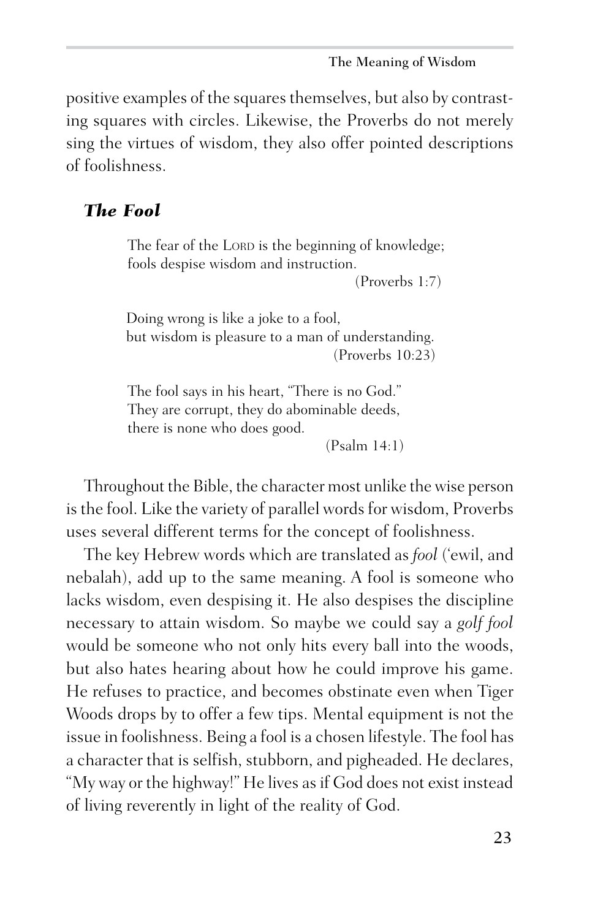positive examples of the squares themselves, but also by contrasting squares with circles. Likewise, the Proverbs do not merely sing the virtues of wisdom, they also offer pointed descriptions of foolishness.

### *The Fool*

> The fear of the LORD is the beginning of knowledge;
> fools despise wisdom and instruction.
>
> (Proverbs 1:7)

> Doing wrong is like a joke to a fool,
> but wisdom is pleasure to a man of understanding.
>
> (Proverbs 10:23)

> The fool says in his heart, "There is no God."
> They are corrupt, they do abominable deeds,
> there is none who does good.
>
> (Psalm 14:1)

Throughout the Bible, the character most unlike the wise person is the fool. Like the variety of parallel words for wisdom, Proverbs uses several different terms for the concept of foolishness.

The key Hebrew words which are translated as *fool* ('ewil, and nebalah), add up to the same meaning. A fool is someone who lacks wisdom, even despising it. He also despises the discipline necessary to attain wisdom. So maybe we could say a *golf fool* would be someone who not only hits every ball into the woods, but also hates hearing about how he could improve his game. He refuses to practice, and becomes obstinate even when Tiger Woods drops by to offer a few tips. Mental equipment is not the issue in foolishness. Being a fool is a chosen lifestyle. The fool has a character that is selfish, stubborn, and pigheaded. He declares, "My way or the highway!" He lives as if God does not exist instead of living reverently in light of the reality of God.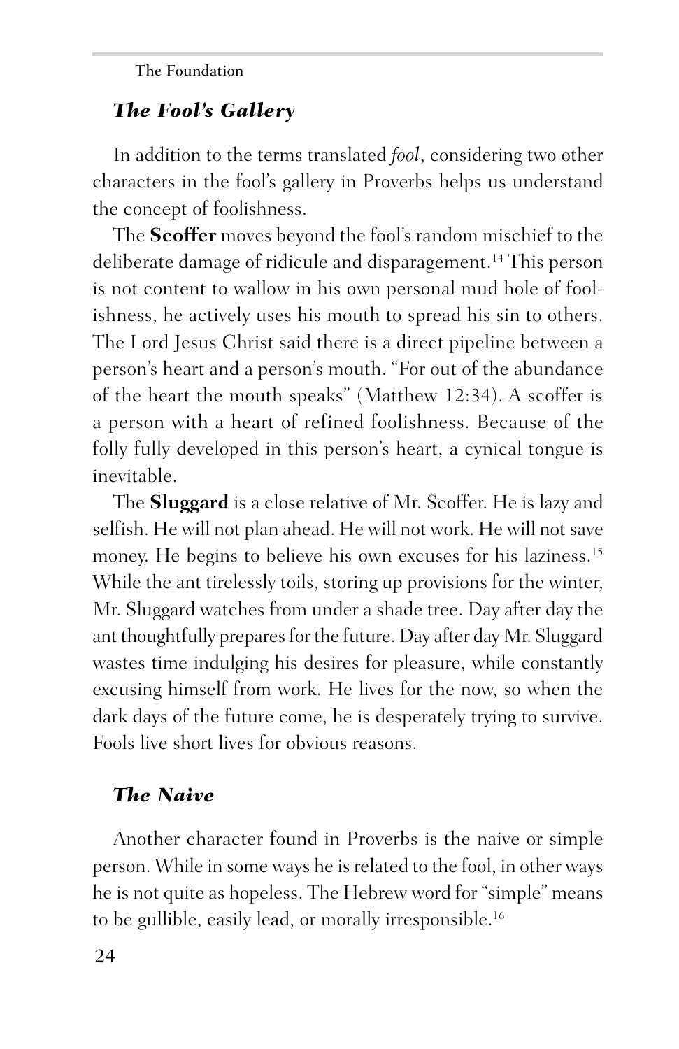### *The Fool's Gallery*

In addition to the terms translated *fool*, considering two other characters in the fool's gallery in Proverbs helps us understand the concept of foolishness.

The **Scoffer** moves beyond the fool's random mischief to the deliberate damage of ridicule and disparagement.[14] This person is not content to wallow in his own personal mud hole of foolishness, he actively uses his mouth to spread his sin to others. The Lord Jesus Christ said there is a direct pipeline between a person's heart and a person's mouth. "For out of the abundance of the heart the mouth speaks" (Matthew 12:34). A scoffer is a person with a heart of refined foolishness. Because of the folly fully developed in this person's heart, a cynical tongue is inevitable.

The **Sluggard** is a close relative of Mr. Scoffer. He is lazy and selfish. He will not plan ahead. He will not work. He will not save money. He begins to believe his own excuses for his laziness.[15] While the ant tirelessly toils, storing up provisions for the winter, Mr. Sluggard watches from under a shade tree. Day after day the ant thoughtfully prepares for the future. Day after day Mr. Sluggard wastes time indulging his desires for pleasure, while constantly excusing himself from work. He lives for the now, so when the dark days of the future come, he is desperately trying to survive. Fools live short lives for obvious reasons.

### *The Naive*

Another character found in Proverbs is the naive or simple person. While in some ways he is related to the fool, in other ways he is not quite as hopeless. The Hebrew word for "simple" means to be gullible, easily lead, or morally irresponsible.[16]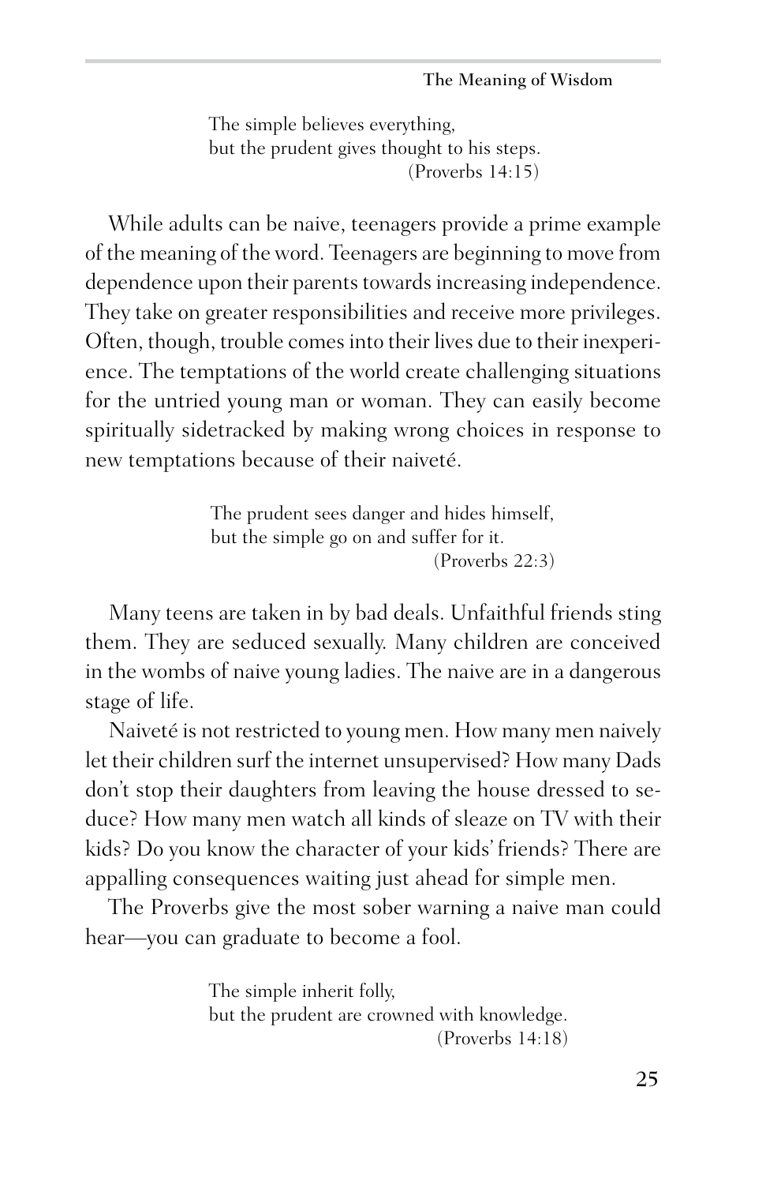> The simple believes everything,
> but the prudent gives thought to his steps.
> (Proverbs 14:15)

While adults can be naive, teenagers provide a prime example of the meaning of the word. Teenagers are beginning to move from dependence upon their parents towards increasing independence. They take on greater responsibilities and receive more privileges. Often, though, trouble comes into their lives due to their inexperience. The temptations of the world create challenging situations for the untried young man or woman. They can easily become spiritually sidetracked by making wrong choices in response to new temptations because of their naiveté.

> The prudent sees danger and hides himself,
> but the simple go on and suffer for it.
> (Proverbs 22:3)

Many teens are taken in by bad deals. Unfaithful friends sting them. They are seduced sexually. Many children are conceived in the wombs of naive young ladies. The naive are in a dangerous stage of life.

Naiveté is not restricted to young men. How many men naively let their children surf the internet unsupervised? How many Dads don't stop their daughters from leaving the house dressed to seduce? How many men watch all kinds of sleaze on TV with their kids? Do you know the character of your kids' friends? There are appalling consequences waiting just ahead for simple men.

The Proverbs give the most sober warning a naive man could hear—you can graduate to become a fool.

> The simple inherit folly,
> but the prudent are crowned with knowledge.
> (Proverbs 14:18)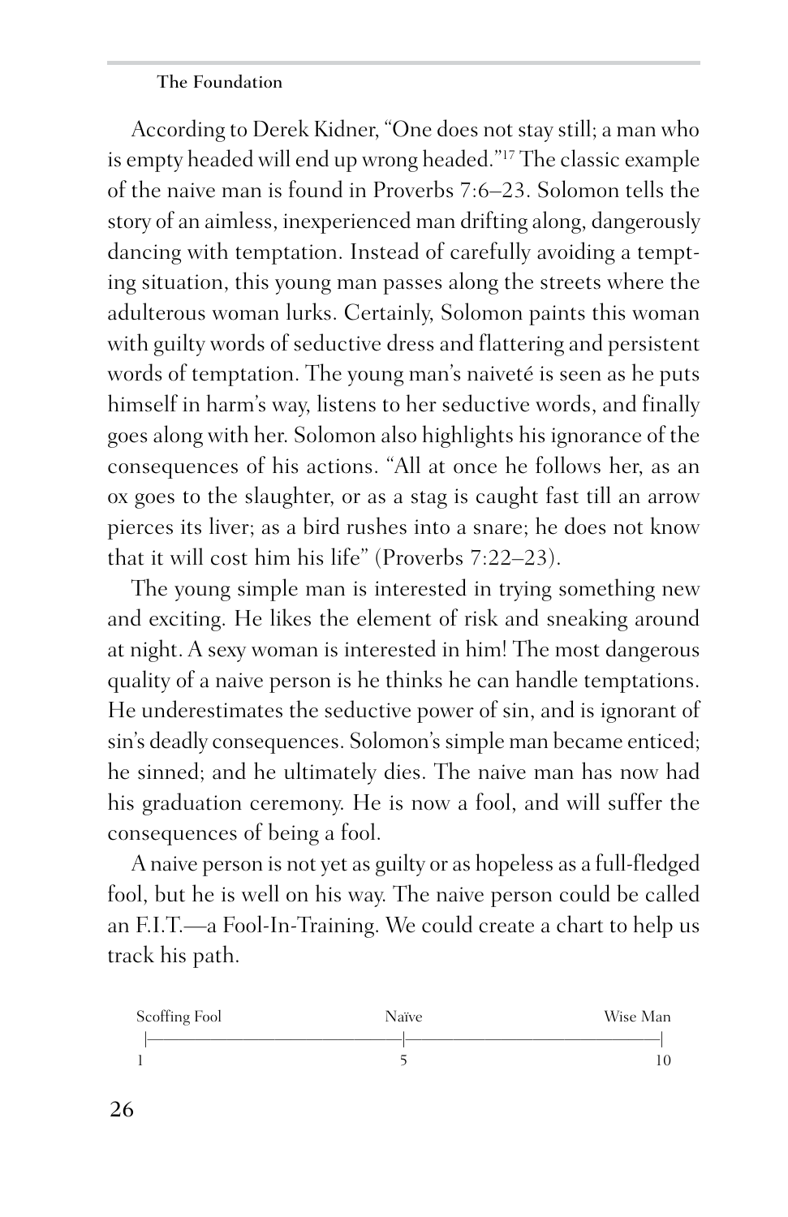According to Derek Kidner, "One does not stay still; a man who is empty headed will end up wrong headed."[17] The classic example of the naive man is found in Proverbs 7:6–23. Solomon tells the story of an aimless, inexperienced man drifting along, dangerously dancing with temptation. Instead of carefully avoiding a tempting situation, this young man passes along the streets where the adulterous woman lurks. Certainly, Solomon paints this woman with guilty words of seductive dress and flattering and persistent words of temptation. The young man's naiveté is seen as he puts himself in harm's way, listens to her seductive words, and finally goes along with her. Solomon also highlights his ignorance of the consequences of his actions. "All at once he follows her, as an ox goes to the slaughter, or as a stag is caught fast till an arrow pierces its liver; as a bird rushes into a snare; he does not know that it will cost him his life" (Proverbs 7:22–23).

The young simple man is interested in trying something new and exciting. He likes the element of risk and sneaking around at night. A sexy woman is interested in him! The most dangerous quality of a naive person is he thinks he can handle temptations. He underestimates the seductive power of sin, and is ignorant of sin's deadly consequences. Solomon's simple man became enticed; he sinned; and he ultimately dies. The naive man has now had his graduation ceremony. He is now a fool, and will suffer the consequences of being a fool.

A naive person is not yet as guilty or as hopeless as a full-fledged fool, but he is well on his way. The naive person could be called an F.I.T.—a Fool-In-Training. We could create a chart to help us track his path.

Scoffing Fool
Naïve
Wise Man
1
5
10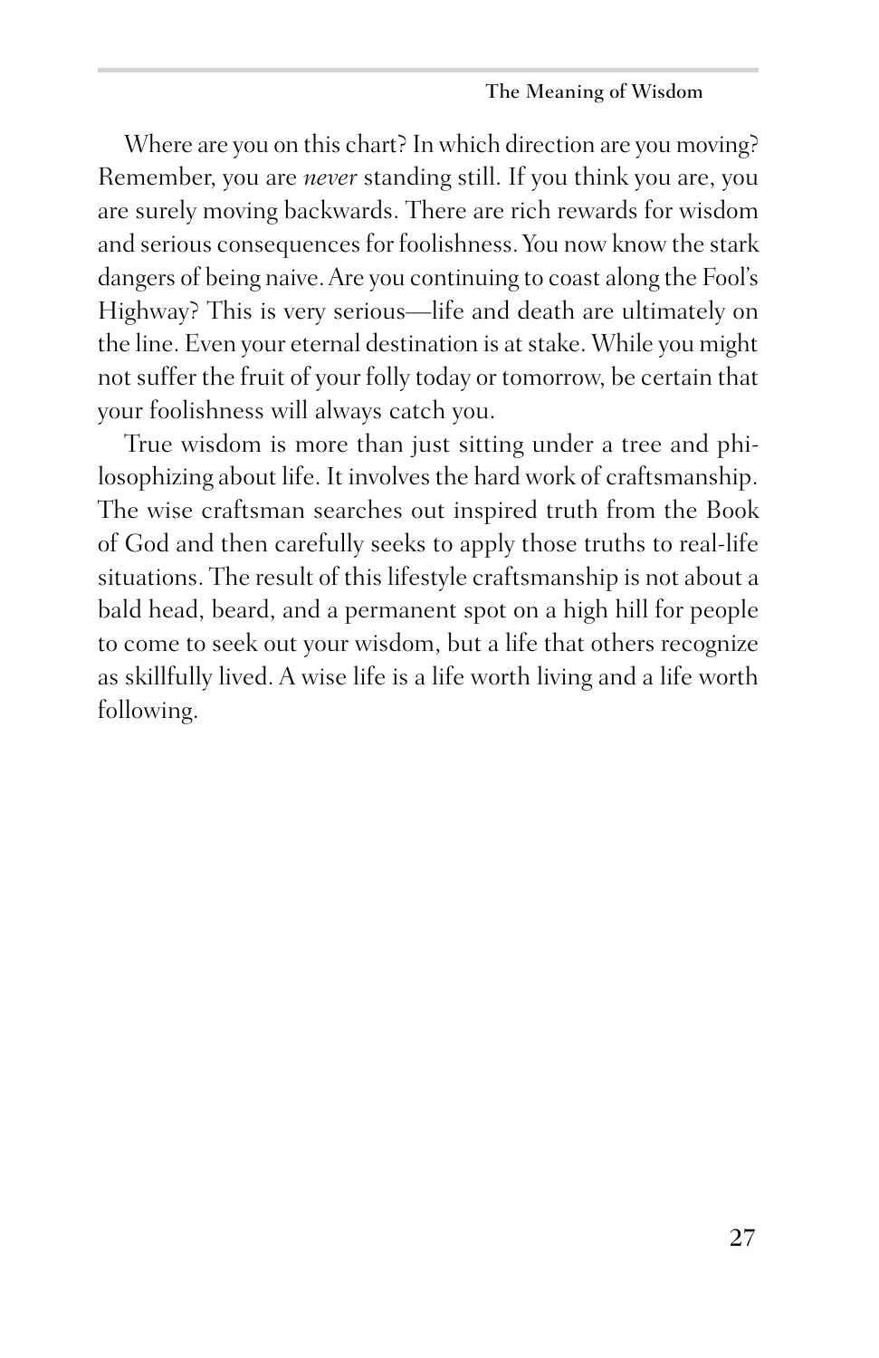Where are you on this chart? In which direction are you moving? Remember, you are *never* standing still. If you think you are, you are surely moving backwards. There are rich rewards for wisdom and serious consequences for foolishness. You now know the stark dangers of being naive. Are you continuing to coast along the Fool's Highway? This is very serious—life and death are ultimately on the line. Even your eternal destination is at stake. While you might not suffer the fruit of your folly today or tomorrow, be certain that your foolishness will always catch you.

True wisdom is more than just sitting under a tree and philosophizing about life. It involves the hard work of craftsmanship. The wise craftsman searches out inspired truth from the Book of God and then carefully seeks to apply those truths to real-life situations. The result of this lifestyle craftsmanship is not about a bald head, beard, and a permanent spot on a high hill for people to come to seek out your wisdom, but a life that others recognize as skillfully lived. A wise life is a life worth living and a life worth following.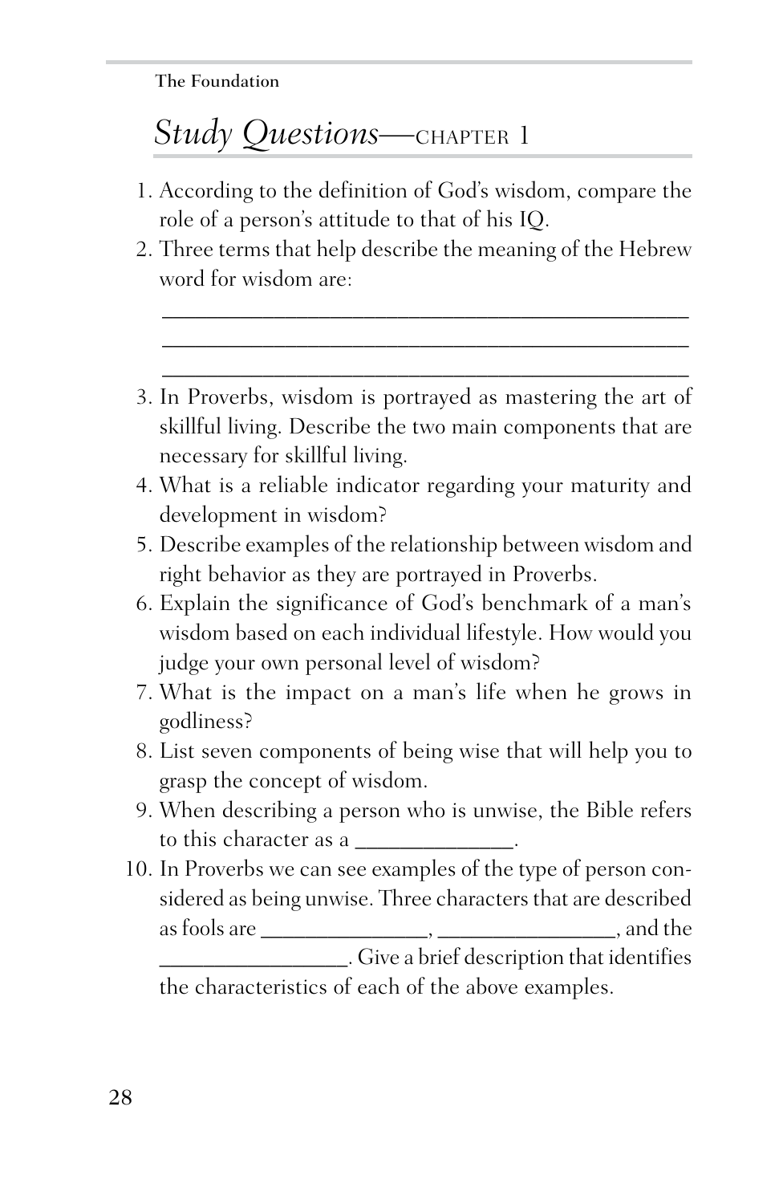## *Study Questions*—CHAPTER 1

1. According to the definition of God's wisdom, compare the role of a person's attitude to that of his IQ.
2. Three terms that help describe the meaning of the Hebrew word for wisdom are:

   ______________________________________________

   ______________________________________________

   ______________________________________________

3. In Proverbs, wisdom is portrayed as mastering the art of skillful living. Describe the two main components that are necessary for skillful living.
4. What is a reliable indicator regarding your maturity and development in wisdom?
5. Describe examples of the relationship between wisdom and right behavior as they are portrayed in Proverbs.
6. Explain the significance of God's benchmark of a man's wisdom based on each individual lifestyle. How would you judge your own personal level of wisdom?
7. What is the impact on a man's life when he grows in godliness?
8. List seven components of being wise that will help you to grasp the concept of wisdom.
9. When describing a person who is unwise, the Bible refers to this character as a _____________.
10. In Proverbs we can see examples of the type of person considered as being unwise. Three characters that are described as fools are ______________, _______________, and the ________________. Give a brief description that identifies the characteristics of each of the above examples.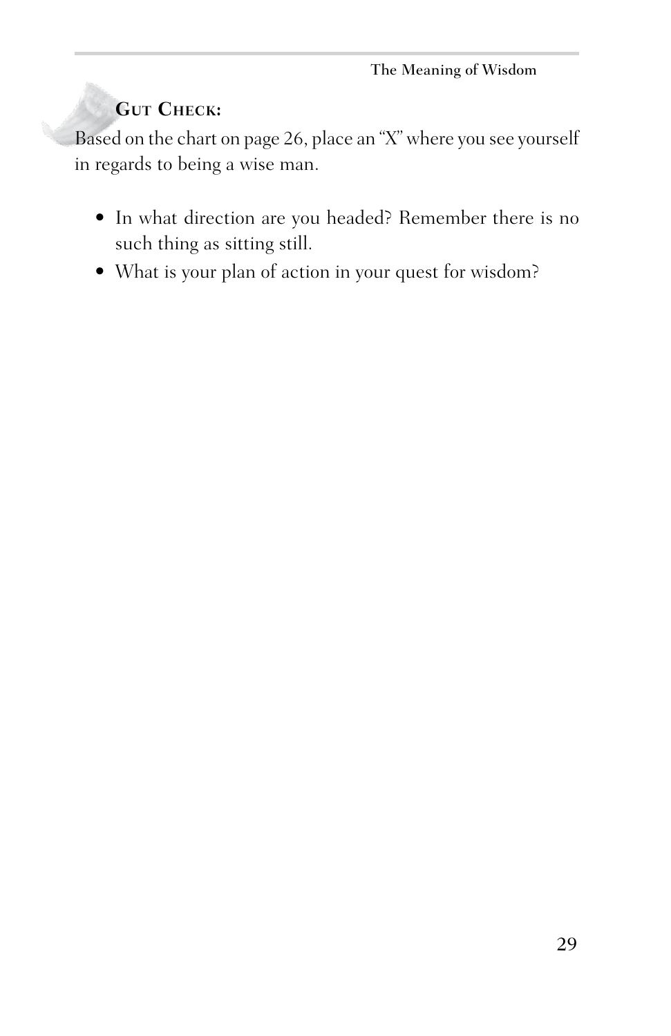### Gut Check:

Based on the chart on page 26, place an "X" where you see yourself in regards to being a wise man.

- In what direction are you headed? Remember there is no such thing as sitting still.
- What is your plan of action in your quest for wisdom?